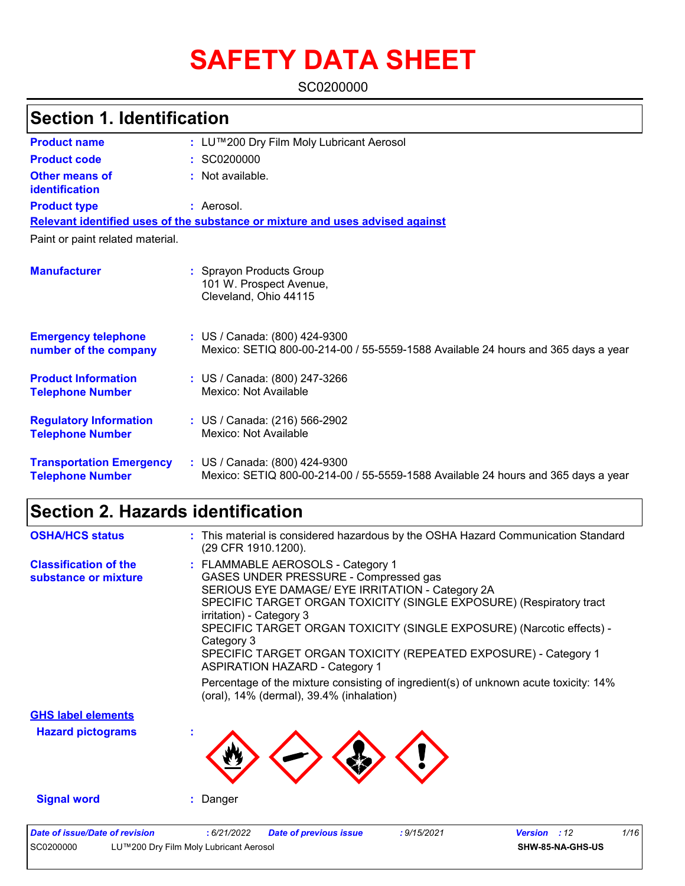# SAFETY DATA SHEET

SC0200000

## Section 1. Identification

| | | |
|---|---|---|
| **Product name** | : | LU™200 Dry Film Moly Lubricant Aerosol |
| **Product code** | : | SC0200000 |
| **Other means of identification** | : | Not available. |
| **Product type** | : | Aerosol. |

**Relevant identified uses of the substance or mixture and uses advised against**

Paint or paint related material.

| | | |
|---|---|---|
| **Manufacturer** | : | Sprayon Products Group<br>101 W. Prospect Avenue,<br>Cleveland, Ohio 44115 |
| **Emergency telephone number of the company** | : | US / Canada: (800) 424-9300<br>Mexico: SETIQ 800-00-214-00 / 55-5559-1588 Available 24 hours and 365 days a year |
| **Product Information Telephone Number** | : | US / Canada: (800) 247-3266<br>Mexico: Not Available |
| **Regulatory Information Telephone Number** | : | US / Canada: (216) 566-2902<br>Mexico: Not Available |
| **Transportation Emergency Telephone Number** | : | US / Canada: (800) 424-9300<br>Mexico: SETIQ 800-00-214-00 / 55-5559-1588 Available 24 hours and 365 days a year |

## Section 2. Hazards identification

| | | |
|---|---|---|
| **OSHA/HCS status** | : | This material is considered hazardous by the OSHA Hazard Communication Standard (29 CFR 1910.1200). |
| **Classification of the substance or mixture** | : | FLAMMABLE AEROSOLS - Category 1<br>GASES UNDER PRESSURE - Compressed gas<br>SERIOUS EYE DAMAGE/ EYE IRRITATION - Category 2A<br>SPECIFIC TARGET ORGAN TOXICITY (SINGLE EXPOSURE) (Respiratory tract irritation) - Category 3<br>SPECIFIC TARGET ORGAN TOXICITY (SINGLE EXPOSURE) (Narcotic effects) - Category 3<br>SPECIFIC TARGET ORGAN TOXICITY (REPEATED EXPOSURE) - Category 1<br>ASPIRATION HAZARD - Category 1<br><br>Percentage of the mixture consisting of ingredient(s) of unknown acute toxicity: 14% (oral), 14% (dermal), 39.4% (inhalation) |

**GHS label elements**

**Hazard pictograms** :

**Signal word** : Danger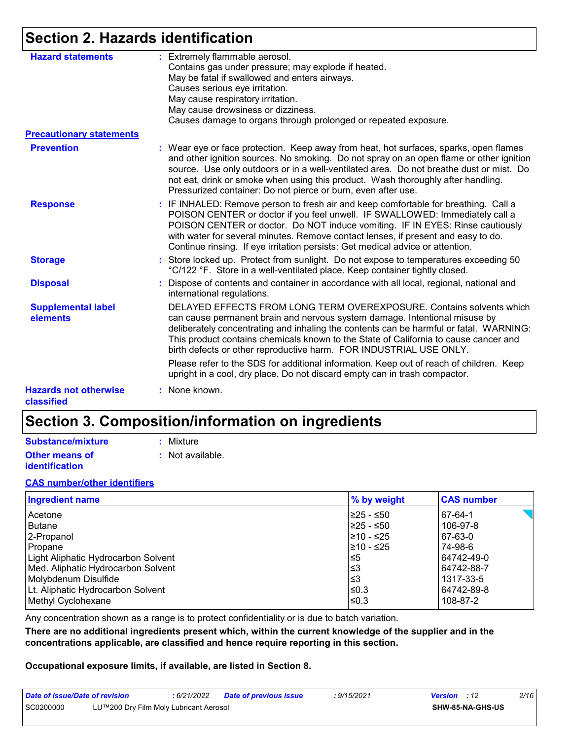## Section 2. Hazards identification

**Hazard statements** : Extremely flammable aerosol.
Contains gas under pressure; may explode if heated.
May be fatal if swallowed and enters airways.
Causes serious eye irritation.
May cause respiratory irritation.
May cause drowsiness or dizziness.
Causes damage to organs through prolonged or repeated exposure.

**Precautionary statements**

**Prevention** : Wear eye or face protection. Keep away from heat, hot surfaces, sparks, open flames and other ignition sources. No smoking. Do not spray on an open flame or other ignition source. Use only outdoors or in a well-ventilated area. Do not breathe dust or mist. Do not eat, drink or smoke when using this product. Wash thoroughly after handling. Pressurized container: Do not pierce or burn, even after use.

**Response** : IF INHALED: Remove person to fresh air and keep comfortable for breathing. Call a POISON CENTER or doctor if you feel unwell. IF SWALLOWED: Immediately call a POISON CENTER or doctor. Do NOT induce vomiting. IF IN EYES: Rinse cautiously with water for several minutes. Remove contact lenses, if present and easy to do. Continue rinsing. If eye irritation persists: Get medical advice or attention.

**Storage** : Store locked up. Protect from sunlight. Do not expose to temperatures exceeding 50 °C/122 °F. Store in a well-ventilated place. Keep container tightly closed.

**Disposal** : Dispose of contents and container in accordance with all local, regional, national and international regulations.

**Supplemental label elements** DELAYED EFFECTS FROM LONG TERM OVEREXPOSURE. Contains solvents which can cause permanent brain and nervous system damage. Intentional misuse by deliberately concentrating and inhaling the contents can be harmful or fatal. WARNING: This product contains chemicals known to the State of California to cause cancer and birth defects or other reproductive harm. FOR INDUSTRIAL USE ONLY.

Please refer to the SDS for additional information. Keep out of reach of children. Keep upright in a cool, dry place. Do not discard empty can in trash compactor.

**Hazards not otherwise classified** : None known.

## Section 3. Composition/information on ingredients

**Substance/mixture** : Mixture

**Other means of identification** : Not available.

**CAS number/other identifiers**

| Ingredient name | % by weight | CAS number |
|---|---|---|
| Acetone | ≥25 - ≤50 | 67-64-1 |
| Butane | ≥25 - ≤50 | 106-97-8 |
| 2-Propanol | ≥10 - ≤25 | 67-63-0 |
| Propane | ≥10 - ≤25 | 74-98-6 |
| Light Aliphatic Hydrocarbon Solvent | ≤5 | 64742-49-0 |
| Med. Aliphatic Hydrocarbon Solvent | ≤3 | 64742-88-7 |
| Molybdenum Disulfide | ≤3 | 1317-33-5 |
| Lt. Aliphatic Hydrocarbon Solvent | ≤0.3 | 64742-89-8 |
| Methyl Cyclohexane | ≤0.3 | 108-87-2 |

Any concentration shown as a range is to protect confidentiality or is due to batch variation.

**There are no additional ingredients present which, within the current knowledge of the supplier and in the concentrations applicable, are classified and hence require reporting in this section.**

**Occupational exposure limits, if available, are listed in Section 8.**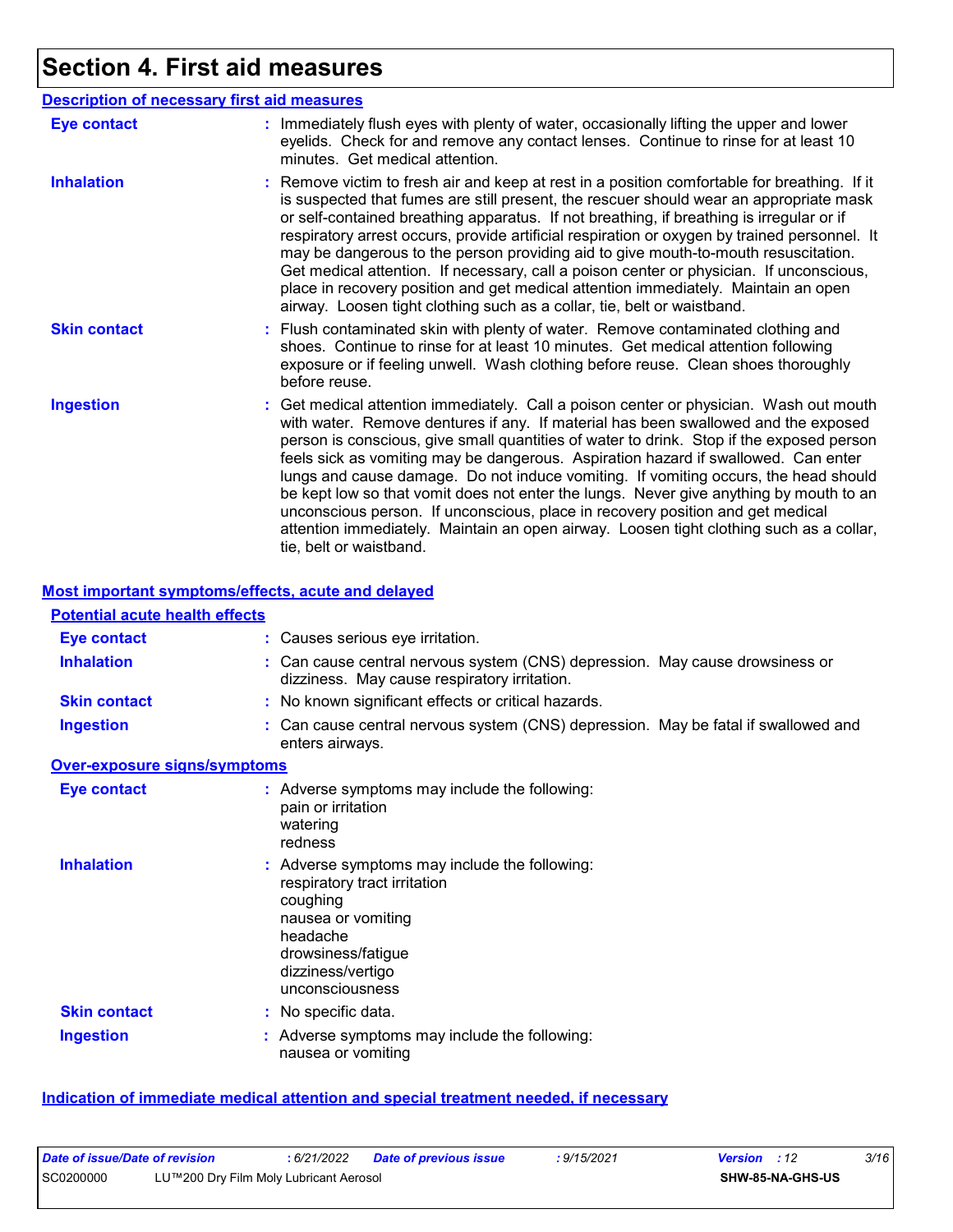# Section 4. First aid measures

## Description of necessary first aid measures

**Eye contact** : Immediately flush eyes with plenty of water, occasionally lifting the upper and lower eyelids. Check for and remove any contact lenses. Continue to rinse for at least 10 minutes. Get medical attention.

**Inhalation** : Remove victim to fresh air and keep at rest in a position comfortable for breathing. If it is suspected that fumes are still present, the rescuer should wear an appropriate mask or self-contained breathing apparatus. If not breathing, if breathing is irregular or if respiratory arrest occurs, provide artificial respiration or oxygen by trained personnel. It may be dangerous to the person providing aid to give mouth-to-mouth resuscitation. Get medical attention. If necessary, call a poison center or physician. If unconscious, place in recovery position and get medical attention immediately. Maintain an open airway. Loosen tight clothing such as a collar, tie, belt or waistband.

**Skin contact** : Flush contaminated skin with plenty of water. Remove contaminated clothing and shoes. Continue to rinse for at least 10 minutes. Get medical attention following exposure or if feeling unwell. Wash clothing before reuse. Clean shoes thoroughly before reuse.

**Ingestion** : Get medical attention immediately. Call a poison center or physician. Wash out mouth with water. Remove dentures if any. If material has been swallowed and the exposed person is conscious, give small quantities of water to drink. Stop if the exposed person feels sick as vomiting may be dangerous. Aspiration hazard if swallowed. Can enter lungs and cause damage. Do not induce vomiting. If vomiting occurs, the head should be kept low so that vomit does not enter the lungs. Never give anything by mouth to an unconscious person. If unconscious, place in recovery position and get medical attention immediately. Maintain an open airway. Loosen tight clothing such as a collar, tie, belt or waistband.

## Most important symptoms/effects, acute and delayed

### Potential acute health effects

**Eye contact** : Causes serious eye irritation.

**Inhalation** : Can cause central nervous system (CNS) depression. May cause drowsiness or dizziness. May cause respiratory irritation.

**Skin contact** : No known significant effects or critical hazards.

**Ingestion** : Can cause central nervous system (CNS) depression. May be fatal if swallowed and enters airways.

### Over-exposure signs/symptoms

**Eye contact** : Adverse symptoms may include the following:
pain or irritation
watering
redness

**Inhalation** : Adverse symptoms may include the following:
respiratory tract irritation
coughing
nausea or vomiting
headache
drowsiness/fatigue
dizziness/vertigo
unconsciousness

**Skin contact** : No specific data.

**Ingestion** : Adverse symptoms may include the following:
nausea or vomiting

## Indication of immediate medical attention and special treatment needed, if necessary

Date of issue/Date of revision : 6/21/2022 Date of previous issue : 9/15/2021 Version : 12

SC0200000 LU™200 Dry Film Moly Lubricant Aerosol SHW-85-NA-GHS-US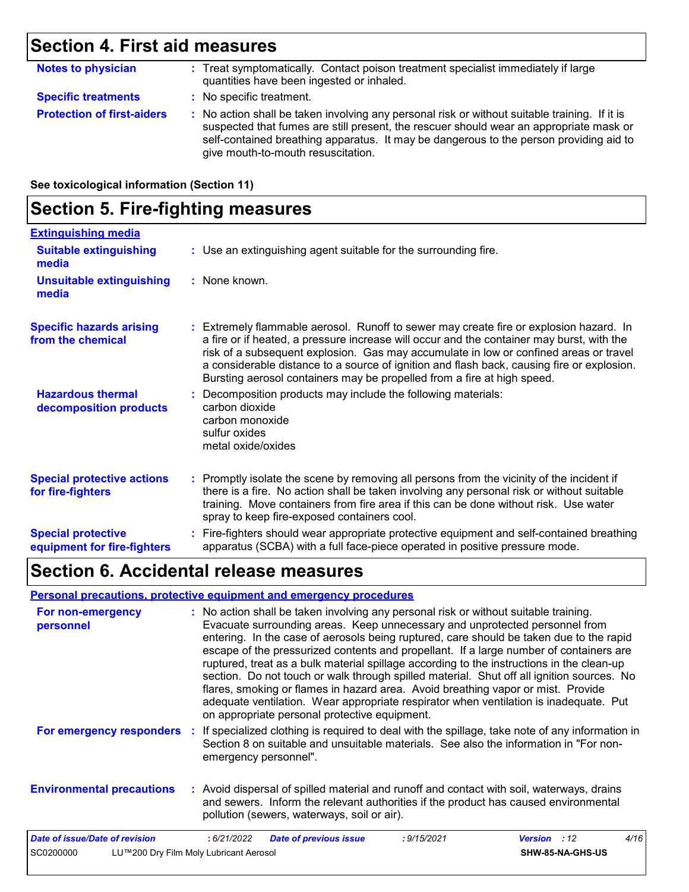## Section 4. First aid measures

**Notes to physician** : Treat symptomatically. Contact poison treatment specialist immediately if large quantities have been ingested or inhaled.

**Specific treatments** : No specific treatment.

**Protection of first-aiders** : No action shall be taken involving any personal risk or without suitable training. If it is suspected that fumes are still present, the rescuer should wear an appropriate mask or self-contained breathing apparatus. It may be dangerous to the person providing aid to give mouth-to-mouth resuscitation.

**See toxicological information (Section 11)**

## Section 5. Fire-fighting measures

**Extinguishing media**

**Suitable extinguishing media** : Use an extinguishing agent suitable for the surrounding fire.

**Unsuitable extinguishing media** : None known.

**Specific hazards arising from the chemical** : Extremely flammable aerosol. Runoff to sewer may create fire or explosion hazard. In a fire or if heated, a pressure increase will occur and the container may burst, with the risk of a subsequent explosion. Gas may accumulate in low or confined areas or travel a considerable distance to a source of ignition and flash back, causing fire or explosion. Bursting aerosol containers may be propelled from a fire at high speed.

**Hazardous thermal decomposition products** : Decomposition products may include the following materials:
carbon dioxide
carbon monoxide
sulfur oxides
metal oxide/oxides

**Special protective actions for fire-fighters** : Promptly isolate the scene by removing all persons from the vicinity of the incident if there is a fire. No action shall be taken involving any personal risk or without suitable training. Move containers from fire area if this can be done without risk. Use water spray to keep fire-exposed containers cool.

**Special protective equipment for fire-fighters** : Fire-fighters should wear appropriate protective equipment and self-contained breathing apparatus (SCBA) with a full face-piece operated in positive pressure mode.

## Section 6. Accidental release measures

**Personal precautions, protective equipment and emergency procedures**

**For non-emergency personnel** : No action shall be taken involving any personal risk or without suitable training. Evacuate surrounding areas. Keep unnecessary and unprotected personnel from entering. In the case of aerosols being ruptured, care should be taken due to the rapid escape of the pressurized contents and propellant. If a large number of containers are ruptured, treat as a bulk material spillage according to the instructions in the clean-up section. Do not touch or walk through spilled material. Shut off all ignition sources. No flares, smoking or flames in hazard area. Avoid breathing vapor or mist. Provide adequate ventilation. Wear appropriate respirator when ventilation is inadequate. Put on appropriate personal protective equipment.

**For emergency responders** : If specialized clothing is required to deal with the spillage, take note of any information in Section 8 on suitable and unsuitable materials. See also the information in "For non-emergency personnel".

**Environmental precautions** : Avoid dispersal of spilled material and runoff and contact with soil, waterways, drains and sewers. Inform the relevant authorities if the product has caused environmental pollution (sewers, waterways, soil or air).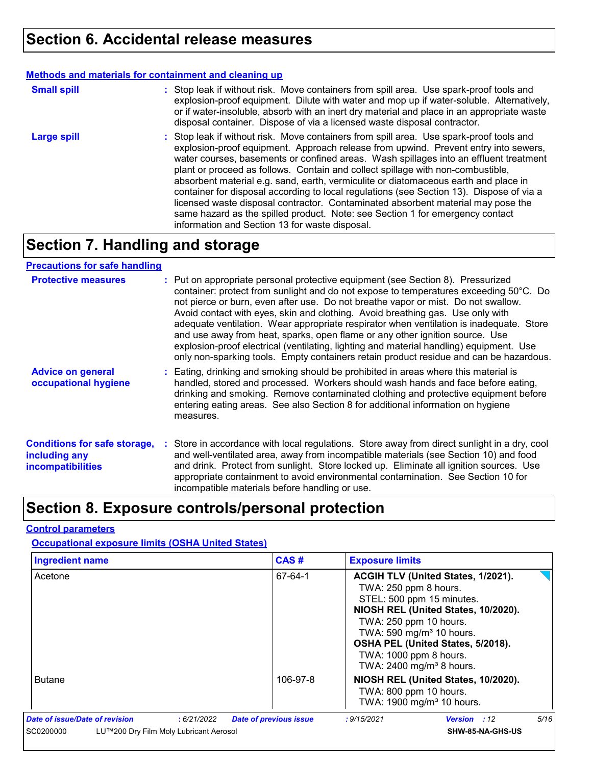# Section 6. Accidental release measures

**Methods and materials for containment and cleaning up**

**Small spill** : Stop leak if without risk. Move containers from spill area. Use spark-proof tools and explosion-proof equipment. Dilute with water and mop up if water-soluble. Alternatively, or if water-insoluble, absorb with an inert dry material and place in an appropriate waste disposal container. Dispose of via a licensed waste disposal contractor.

**Large spill** : Stop leak if without risk. Move containers from spill area. Use spark-proof tools and explosion-proof equipment. Approach release from upwind. Prevent entry into sewers, water courses, basements or confined areas. Wash spillages into an effluent treatment plant or proceed as follows. Contain and collect spillage with non-combustible, absorbent material e.g. sand, earth, vermiculite or diatomaceous earth and place in container for disposal according to local regulations (see Section 13). Dispose of via a licensed waste disposal contractor. Contaminated absorbent material may pose the same hazard as the spilled product. Note: see Section 1 for emergency contact information and Section 13 for waste disposal.

# Section 7. Handling and storage

**Precautions for safe handling**

**Protective measures** : Put on appropriate personal protective equipment (see Section 8). Pressurized container: protect from sunlight and do not expose to temperatures exceeding 50°C. Do not pierce or burn, even after use. Do not breathe vapor or mist. Do not swallow. Avoid contact with eyes, skin and clothing. Avoid breathing gas. Use only with adequate ventilation. Wear appropriate respirator when ventilation is inadequate. Store and use away from heat, sparks, open flame or any other ignition source. Use explosion-proof electrical (ventilating, lighting and material handling) equipment. Use only non-sparking tools. Empty containers retain product residue and can be hazardous.

**Advice on general occupational hygiene** : Eating, drinking and smoking should be prohibited in areas where this material is handled, stored and processed. Workers should wash hands and face before eating, drinking and smoking. Remove contaminated clothing and protective equipment before entering eating areas. See also Section 8 for additional information on hygiene measures.

**Conditions for safe storage, including any incompatibilities** : Store in accordance with local regulations. Store away from direct sunlight in a dry, cool and well-ventilated area, away from incompatible materials (see Section 10) and food and drink. Protect from sunlight. Store locked up. Eliminate all ignition sources. Use appropriate containment to avoid environmental contamination. See Section 10 for incompatible materials before handling or use.

# Section 8. Exposure controls/personal protection

**Control parameters**

**Occupational exposure limits (OSHA United States)**

| Ingredient name | CAS # | Exposure limits |
|---|---|---|
| Acetone | 67-64-1 | **ACGIH TLV (United States, 1/2021).**<br>TWA: 250 ppm 8 hours.<br>STEL: 500 ppm 15 minutes.<br>**NIOSH REL (United States, 10/2020).**<br>TWA: 250 ppm 10 hours.<br>TWA: 590 mg/m³ 10 hours.<br>**OSHA PEL (United States, 5/2018).**<br>TWA: 1000 ppm 8 hours.<br>TWA: 2400 mg/m³ 8 hours. |
| Butane | 106-97-8 | **NIOSH REL (United States, 10/2020).**<br>TWA: 800 ppm 10 hours.<br>TWA: 1900 mg/m³ 10 hours. |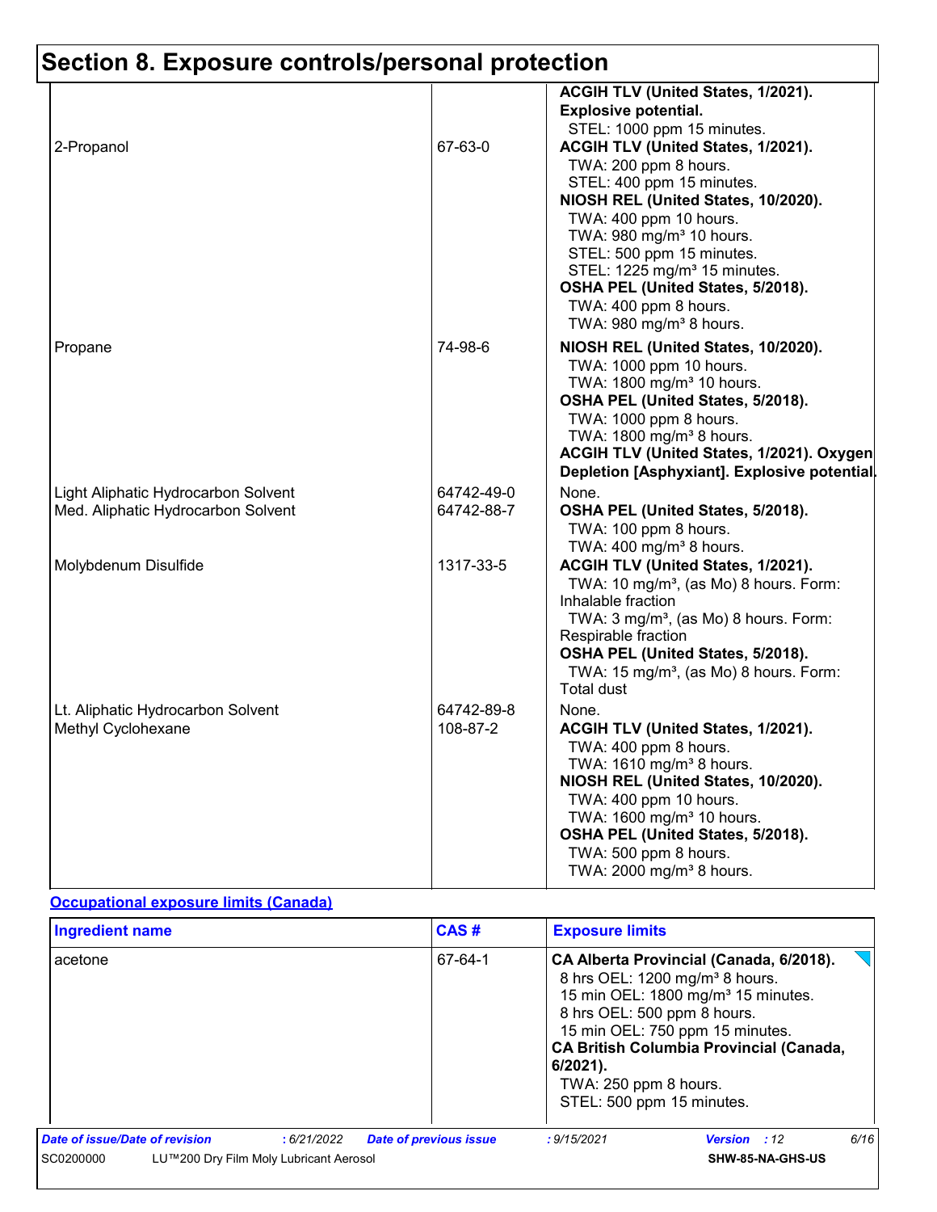# Section 8. Exposure controls/personal protection

| | | |
|---|---|---|
| | | **ACGIH TLV (United States, 1/2021). Explosive potential.**<br>STEL: 1000 ppm 15 minutes. |
| 2-Propanol | 67-63-0 | **ACGIH TLV (United States, 1/2021).**<br>TWA: 200 ppm 8 hours.<br>STEL: 400 ppm 15 minutes.<br>**NIOSH REL (United States, 10/2020).**<br>TWA: 400 ppm 10 hours.<br>TWA: 980 mg/m³ 10 hours.<br>STEL: 500 ppm 15 minutes.<br>STEL: 1225 mg/m³ 15 minutes.<br>**OSHA PEL (United States, 5/2018).**<br>TWA: 400 ppm 8 hours.<br>TWA: 980 mg/m³ 8 hours. |
| Propane | 74-98-6 | **NIOSH REL (United States, 10/2020).**<br>TWA: 1000 ppm 10 hours.<br>TWA: 1800 mg/m³ 10 hours.<br>**OSHA PEL (United States, 5/2018).**<br>TWA: 1000 ppm 8 hours.<br>TWA: 1800 mg/m³ 8 hours.<br>**ACGIH TLV (United States, 1/2021). Oxygen Depletion [Asphyxiant]. Explosive potential.** |
| Light Aliphatic Hydrocarbon Solvent | 64742-49-0 | None. |
| Med. Aliphatic Hydrocarbon Solvent | 64742-88-7 | **OSHA PEL (United States, 5/2018).**<br>TWA: 100 ppm 8 hours.<br>TWA: 400 mg/m³ 8 hours. |
| Molybdenum Disulfide | 1317-33-5 | **ACGIH TLV (United States, 1/2021).**<br>TWA: 10 mg/m³, (as Mo) 8 hours. Form: Inhalable fraction<br>TWA: 3 mg/m³, (as Mo) 8 hours. Form: Respirable fraction<br>**OSHA PEL (United States, 5/2018).**<br>TWA: 15 mg/m³, (as Mo) 8 hours. Form: Total dust |
| Lt. Aliphatic Hydrocarbon Solvent | 64742-89-8 | None. |
| Methyl Cyclohexane | 108-87-2 | **ACGIH TLV (United States, 1/2021).**<br>TWA: 400 ppm 8 hours.<br>TWA: 1610 mg/m³ 8 hours.<br>**NIOSH REL (United States, 10/2020).**<br>TWA: 400 ppm 10 hours.<br>TWA: 1600 mg/m³ 10 hours.<br>**OSHA PEL (United States, 5/2018).**<br>TWA: 500 ppm 8 hours.<br>TWA: 2000 mg/m³ 8 hours. |

**Occupational exposure limits (Canada)**

| Ingredient name | CAS # | Exposure limits |
|---|---|---|
| acetone | 67-64-1 | **CA Alberta Provincial (Canada, 6/2018).**<br>8 hrs OEL: 1200 mg/m³ 8 hours.<br>15 min OEL: 1800 mg/m³ 15 minutes.<br>8 hrs OEL: 500 ppm 8 hours.<br>15 min OEL: 750 ppm 15 minutes.<br>**CA British Columbia Provincial (Canada, 6/2021).**<br>TWA: 250 ppm 8 hours.<br>STEL: 500 ppm 15 minutes. |

*Date of issue/Date of revision* : 6/21/2022 *Date of previous issue* : 9/15/2021 *Version* : 12

SC0200000 LU™200 Dry Film Moly Lubricant Aerosol **SHW-85-NA-GHS-US**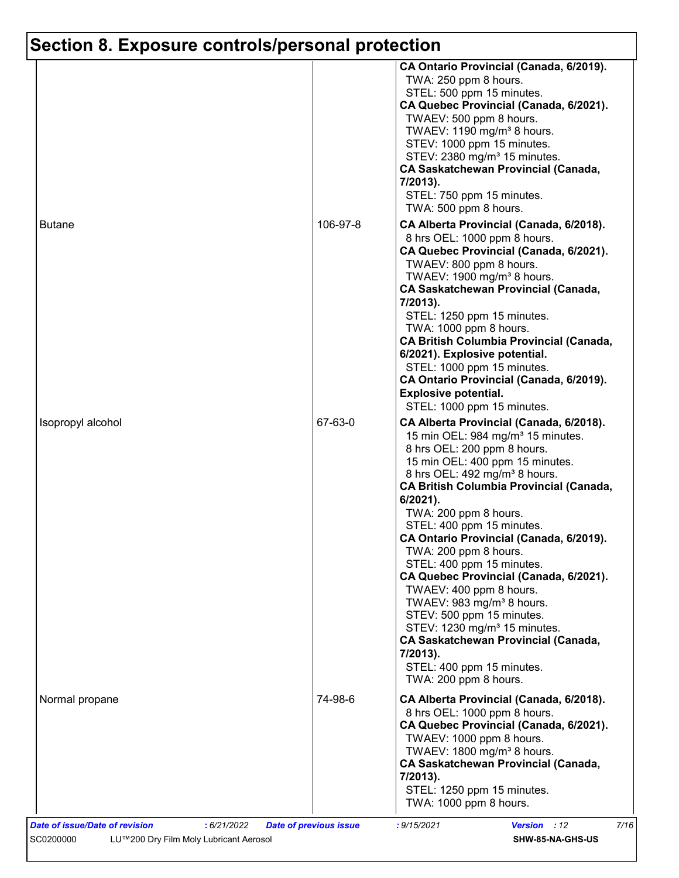# Section 8. Exposure controls/personal protection

| | | |
|---|---|---|
| | | **CA Ontario Provincial (Canada, 6/2019).**<br>TWA: 250 ppm 8 hours.<br>STEL: 500 ppm 15 minutes.<br>**CA Quebec Provincial (Canada, 6/2021).**<br>TWAEV: 500 ppm 8 hours.<br>TWAEV: 1190 mg/m³ 8 hours.<br>STEV: 1000 ppm 15 minutes.<br>STEV: 2380 mg/m³ 15 minutes.<br>**CA Saskatchewan Provincial (Canada, 7/2013).**<br>STEL: 750 ppm 15 minutes.<br>TWA: 500 ppm 8 hours. |
| Butane | 106-97-8 | **CA Alberta Provincial (Canada, 6/2018).**<br>8 hrs OEL: 1000 ppm 8 hours.<br>**CA Quebec Provincial (Canada, 6/2021).**<br>TWAEV: 800 ppm 8 hours.<br>TWAEV: 1900 mg/m³ 8 hours.<br>**CA Saskatchewan Provincial (Canada, 7/2013).**<br>STEL: 1250 ppm 15 minutes.<br>TWA: 1000 ppm 8 hours.<br>**CA British Columbia Provincial (Canada, 6/2021). Explosive potential.**<br>STEL: 1000 ppm 15 minutes.<br>**CA Ontario Provincial (Canada, 6/2019). Explosive potential.**<br>STEL: 1000 ppm 15 minutes. |
| Isopropyl alcohol | 67-63-0 | **CA Alberta Provincial (Canada, 6/2018).**<br>15 min OEL: 984 mg/m³ 15 minutes.<br>8 hrs OEL: 200 ppm 8 hours.<br>15 min OEL: 400 ppm 15 minutes.<br>8 hrs OEL: 492 mg/m³ 8 hours.<br>**CA British Columbia Provincial (Canada, 6/2021).**<br>TWA: 200 ppm 8 hours.<br>STEL: 400 ppm 15 minutes.<br>**CA Ontario Provincial (Canada, 6/2019).**<br>TWA: 200 ppm 8 hours.<br>STEL: 400 ppm 15 minutes.<br>**CA Quebec Provincial (Canada, 6/2021).**<br>TWAEV: 400 ppm 8 hours.<br>TWAEV: 983 mg/m³ 8 hours.<br>STEV: 500 ppm 15 minutes.<br>STEV: 1230 mg/m³ 15 minutes.<br>**CA Saskatchewan Provincial (Canada, 7/2013).**<br>STEL: 400 ppm 15 minutes.<br>TWA: 200 ppm 8 hours. |
| Normal propane | 74-98-6 | **CA Alberta Provincial (Canada, 6/2018).**<br>8 hrs OEL: 1000 ppm 8 hours.<br>**CA Quebec Provincial (Canada, 6/2021).**<br>TWAEV: 1000 ppm 8 hours.<br>TWAEV: 1800 mg/m³ 8 hours.<br>**CA Saskatchewan Provincial (Canada, 7/2013).**<br>STEL: 1250 ppm 15 minutes.<br>TWA: 1000 ppm 8 hours. |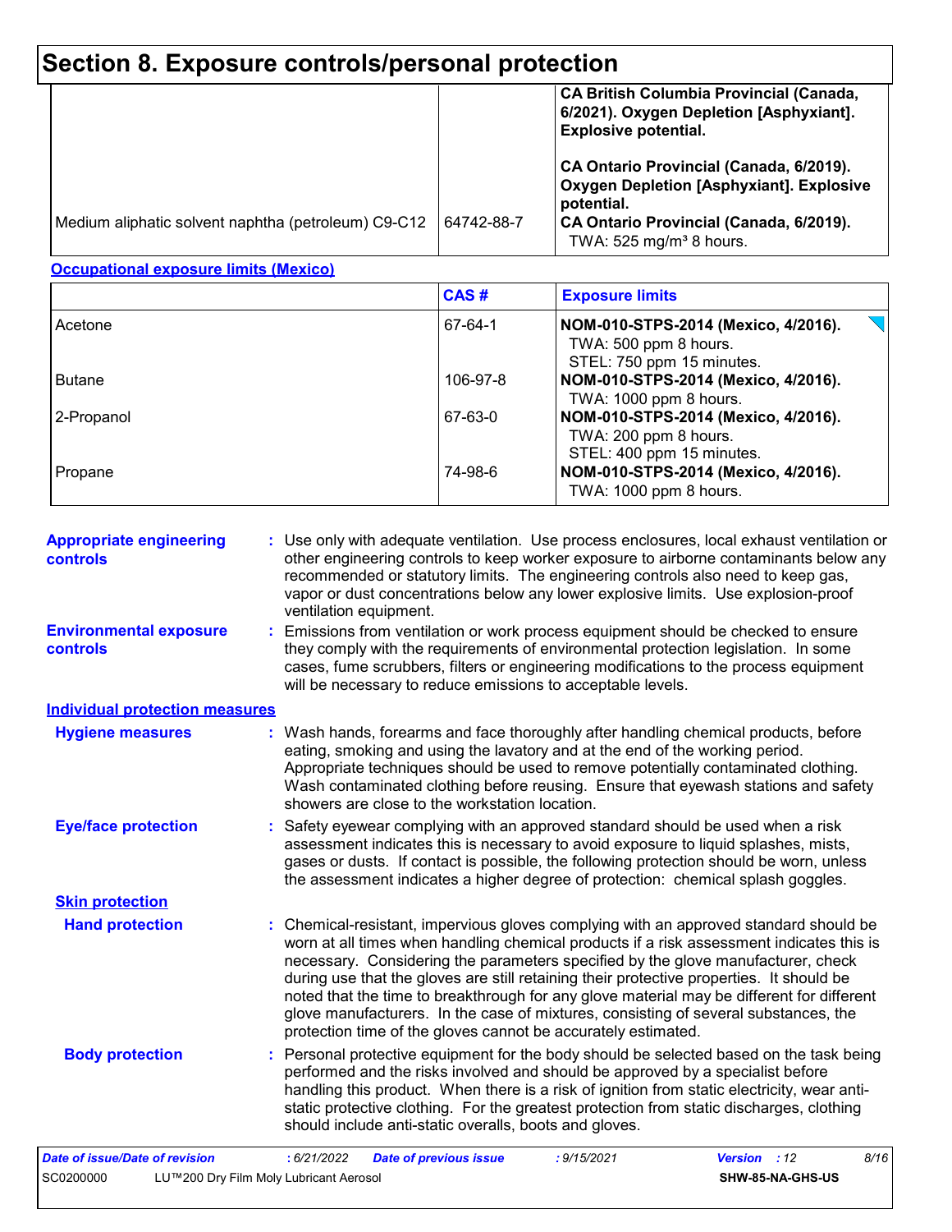# Section 8. Exposure controls/personal protection

| | | |
|---|---|---|
| | | **CA British Columbia Provincial (Canada, 6/2021). Oxygen Depletion [Asphyxiant]. Explosive potential.** <br><br> **CA Ontario Provincial (Canada, 6/2019). Oxygen Depletion [Asphyxiant]. Explosive potential.** |
| Medium aliphatic solvent naphtha (petroleum) C9-C12 | 64742-88-7 | **CA Ontario Provincial (Canada, 6/2019).** <br> TWA: 525 mg/m³ 8 hours. |

**Occupational exposure limits (Mexico)**

| | CAS # | Exposure limits |
|---|---|---|
| Acetone | 67-64-1 | **NOM-010-STPS-2014 (Mexico, 4/2016).** <br> TWA: 500 ppm 8 hours. <br> STEL: 750 ppm 15 minutes. |
| Butane | 106-97-8 | **NOM-010-STPS-2014 (Mexico, 4/2016).** <br> TWA: 1000 ppm 8 hours. |
| 2-Propanol | 67-63-0 | **NOM-010-STPS-2014 (Mexico, 4/2016).** <br> TWA: 200 ppm 8 hours. <br> STEL: 400 ppm 15 minutes. |
| Propane | 74-98-6 | **NOM-010-STPS-2014 (Mexico, 4/2016).** <br> TWA: 1000 ppm 8 hours. |

**Appropriate engineering controls** : Use only with adequate ventilation. Use process enclosures, local exhaust ventilation or other engineering controls to keep worker exposure to airborne contaminants below any recommended or statutory limits. The engineering controls also need to keep gas, vapor or dust concentrations below any lower explosive limits. Use explosion-proof ventilation equipment.

**Environmental exposure controls** : Emissions from ventilation or work process equipment should be checked to ensure they comply with the requirements of environmental protection legislation. In some cases, fume scrubbers, filters or engineering modifications to the process equipment will be necessary to reduce emissions to acceptable levels.

**Individual protection measures**

**Hygiene measures** : Wash hands, forearms and face thoroughly after handling chemical products, before eating, smoking and using the lavatory and at the end of the working period. Appropriate techniques should be used to remove potentially contaminated clothing. Wash contaminated clothing before reusing. Ensure that eyewash stations and safety showers are close to the workstation location.

**Eye/face protection** : Safety eyewear complying with an approved standard should be used when a risk assessment indicates this is necessary to avoid exposure to liquid splashes, mists, gases or dusts. If contact is possible, the following protection should be worn, unless the assessment indicates a higher degree of protection: chemical splash goggles.

**Skin protection**

**Hand protection** : Chemical-resistant, impervious gloves complying with an approved standard should be worn at all times when handling chemical products if a risk assessment indicates this is necessary. Considering the parameters specified by the glove manufacturer, check during use that the gloves are still retaining their protective properties. It should be noted that the time to breakthrough for any glove material may be different for different glove manufacturers. In the case of mixtures, consisting of several substances, the protection time of the gloves cannot be accurately estimated.

**Body protection** : Personal protective equipment for the body should be selected based on the task being performed and the risks involved and should be approved by a specialist before handling this product. When there is a risk of ignition from static electricity, wear anti-static protective clothing. For the greatest protection from static discharges, clothing should include anti-static overalls, boots and gloves.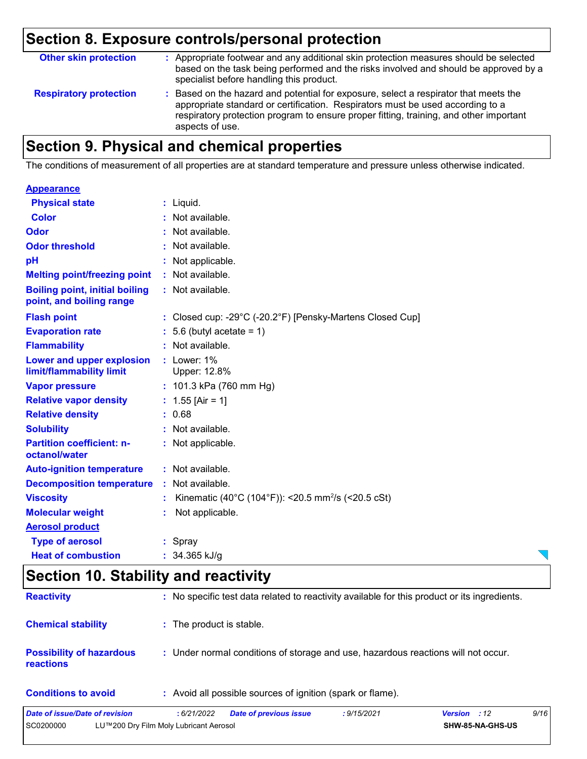## Section 8. Exposure controls/personal protection

| | |
|---|---|
| **Other skin protection** | : Appropriate footwear and any additional skin protection measures should be selected based on the task being performed and the risks involved and should be approved by a specialist before handling this product. |
| **Respiratory protection** | : Based on the hazard and potential for exposure, select a respirator that meets the appropriate standard or certification. Respirators must be used according to a respiratory protection program to ensure proper fitting, training, and other important aspects of use. |

## Section 9. Physical and chemical properties

The conditions of measurement of all properties are at standard temperature and pressure unless otherwise indicated.

| | |
|---|---|
| **Appearance** | |
| **Physical state** | : Liquid. |
| **Color** | : Not available. |
| **Odor** | : Not available. |
| **Odor threshold** | : Not available. |
| **pH** | : Not applicable. |
| **Melting point/freezing point** | : Not available. |
| **Boiling point, initial boiling point, and boiling range** | : Not available. |
| **Flash point** | : Closed cup: -29°C (-20.2°F) [Pensky-Martens Closed Cup] |
| **Evaporation rate** | : 5.6 (butyl acetate = 1) |
| **Flammability** | : Not available. |
| **Lower and upper explosion limit/flammability limit** | : Lower: 1%<br>Upper: 12.8% |
| **Vapor pressure** | : 101.3 kPa (760 mm Hg) |
| **Relative vapor density** | : 1.55 [Air = 1] |
| **Relative density** | : 0.68 |
| **Solubility** | : Not available. |
| **Partition coefficient: n-octanol/water** | : Not applicable. |
| **Auto-ignition temperature** | : Not available. |
| **Decomposition temperature** | : Not available. |
| **Viscosity** | : Kinematic (40°C (104°F)): <20.5 $mm^2/s$ (<20.5 cSt) |
| **Molecular weight** | : Not applicable. |
| **Aerosol product** | |
| **Type of aerosol** | : Spray |
| **Heat of combustion** | : 34.365 kJ/g |

## Section 10. Stability and reactivity

| | |
|---|---|
| **Reactivity** | : No specific test data related to reactivity available for this product or its ingredients. |
| **Chemical stability** | : The product is stable. |
| **Possibility of hazardous reactions** | : Under normal conditions of storage and use, hazardous reactions will not occur. |
| **Conditions to avoid** | : Avoid all possible sources of ignition (spark or flame). |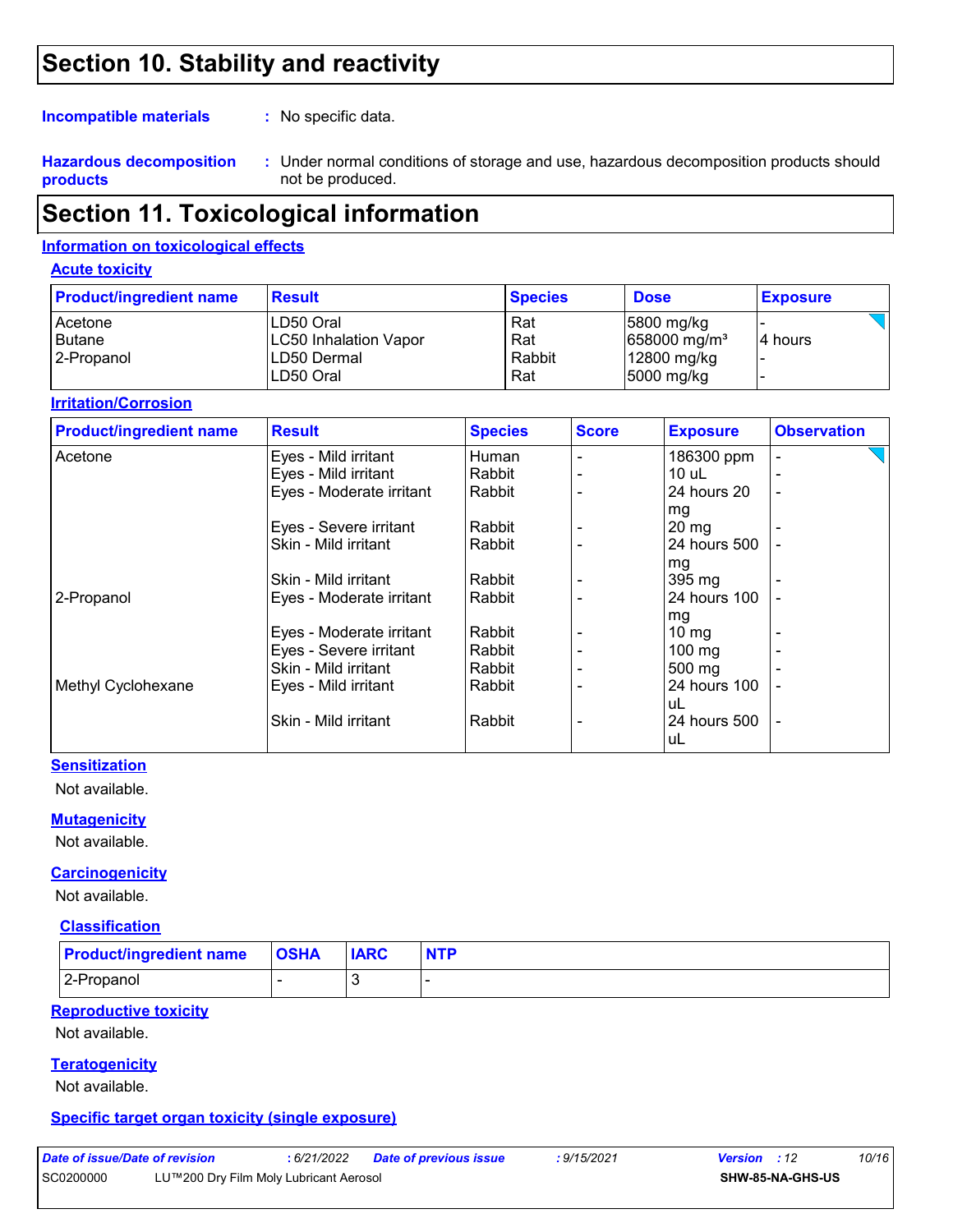# Section 10. Stability and reactivity

**Incompatible materials** : No specific data.

**Hazardous decomposition products** : Under normal conditions of storage and use, hazardous decomposition products should not be produced.

# Section 11. Toxicological information

## Information on toxicological effects

### Acute toxicity

| Product/ingredient name | Result | Species | Dose | Exposure |
|---|---|---|---|---|
| Acetone | LD50 Oral | Rat | 5800 mg/kg | - |
| Butane | LC50 Inhalation Vapor | Rat | 658000 mg/m³ | 4 hours |
| 2-Propanol | LD50 Dermal | Rabbit | 12800 mg/kg | - |
| | LD50 Oral | Rat | 5000 mg/kg | - |

### Irritation/Corrosion

| Product/ingredient name | Result | Species | Score | Exposure | Observation |
|---|---|---|---|---|---|
| Acetone | Eyes - Mild irritant | Human | - | 186300 ppm | - |
| | Eyes - Mild irritant | Rabbit | - | 10 uL | - |
| | Eyes - Moderate irritant | Rabbit | - | 24 hours 20 mg | - |
| | Eyes - Severe irritant | Rabbit | - | 20 mg | - |
| | Skin - Mild irritant | Rabbit | - | 24 hours 500 mg | - |
| | Skin - Mild irritant | Rabbit | - | 395 mg | - |
| 2-Propanol | Eyes - Moderate irritant | Rabbit | - | 24 hours 100 mg | - |
| | Eyes - Moderate irritant | Rabbit | - | 10 mg | - |
| | Eyes - Severe irritant | Rabbit | - | 100 mg | - |
| | Skin - Mild irritant | Rabbit | - | 500 mg | - |
| Methyl Cyclohexane | Eyes - Mild irritant | Rabbit | - | 24 hours 100 uL | - |
| | Skin - Mild irritant | Rabbit | - | 24 hours 500 uL | - |

### Sensitization

Not available.

### Mutagenicity

Not available.

### Carcinogenicity

Not available.

#### Classification

| Product/ingredient name | OSHA | IARC | NTP |
|---|---|---|---|
| 2-Propanol | - | 3 | - |

### Reproductive toxicity

Not available.

### Teratogenicity

Not available.

### Specific target organ toxicity (single exposure)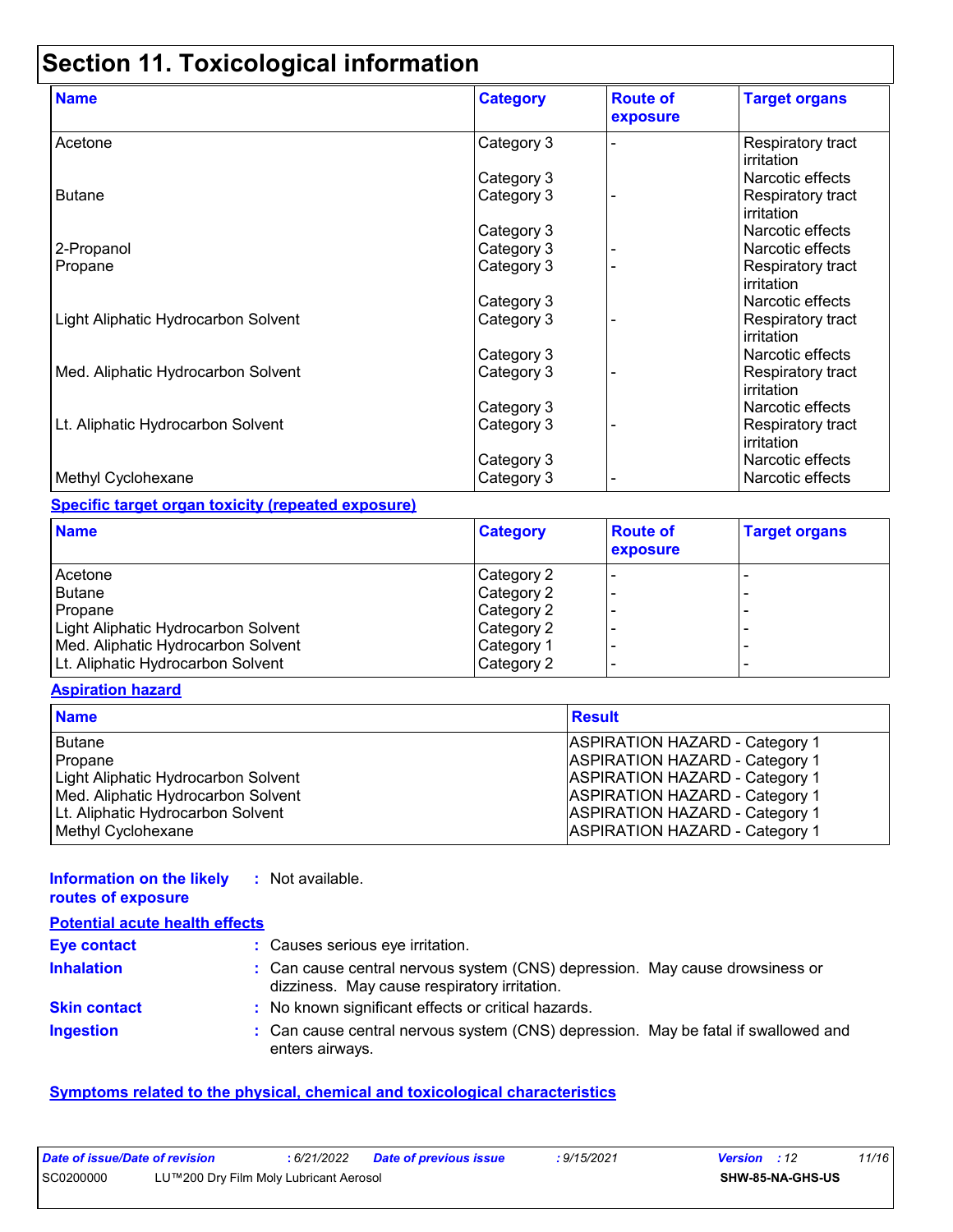# Section 11. Toxicological information

| Name | Category | Route of exposure | Target organs |
|---|---|---|---|
| Acetone | Category 3 | - | Respiratory tract irritation |
| | Category 3 | | Narcotic effects |
| Butane | Category 3 | - | Respiratory tract irritation |
| | Category 3 | | Narcotic effects |
| 2-Propanol | Category 3 | - | Narcotic effects |
| Propane | Category 3 | - | Respiratory tract irritation |
| | Category 3 | | Narcotic effects |
| Light Aliphatic Hydrocarbon Solvent | Category 3 | - | Respiratory tract irritation |
| | Category 3 | | Narcotic effects |
| Med. Aliphatic Hydrocarbon Solvent | Category 3 | - | Respiratory tract irritation |
| | Category 3 | | Narcotic effects |
| Lt. Aliphatic Hydrocarbon Solvent | Category 3 | - | Respiratory tract irritation |
| | Category 3 | | Narcotic effects |
| Methyl Cyclohexane | Category 3 | - | Narcotic effects |

**Specific target organ toxicity (repeated exposure)**

| Name | Category | Route of exposure | Target organs |
|---|---|---|---|
| Acetone | Category 2 | - | - |
| Butane | Category 2 | - | - |
| Propane | Category 2 | - | - |
| Light Aliphatic Hydrocarbon Solvent | Category 2 | - | - |
| Med. Aliphatic Hydrocarbon Solvent | Category 1 | - | - |
| Lt. Aliphatic Hydrocarbon Solvent | Category 2 | - | - |

**Aspiration hazard**

| Name | Result |
|---|---|
| Butane | ASPIRATION HAZARD - Category 1 |
| Propane | ASPIRATION HAZARD - Category 1 |
| Light Aliphatic Hydrocarbon Solvent | ASPIRATION HAZARD - Category 1 |
| Med. Aliphatic Hydrocarbon Solvent | ASPIRATION HAZARD - Category 1 |
| Lt. Aliphatic Hydrocarbon Solvent | ASPIRATION HAZARD - Category 1 |
| Methyl Cyclohexane | ASPIRATION HAZARD - Category 1 |

**Information on the likely routes of exposure** : Not available.

**Potential acute health effects**

**Eye contact** : Causes serious eye irritation.

**Inhalation** : Can cause central nervous system (CNS) depression. May cause drowsiness or dizziness. May cause respiratory irritation.

**Skin contact** : No known significant effects or critical hazards.

**Ingestion** : Can cause central nervous system (CNS) depression. May be fatal if swallowed and enters airways.

**Symptoms related to the physical, chemical and toxicological characteristics**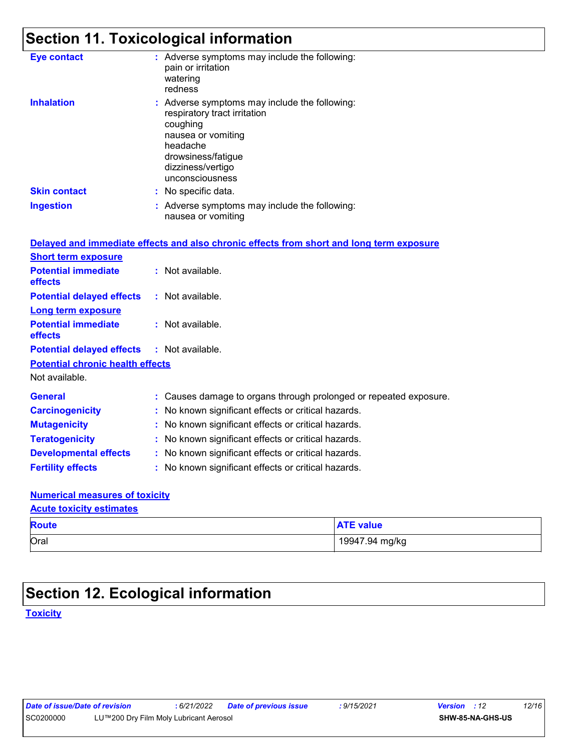# Section 11. Toxicological information

**Eye contact** : Adverse symptoms may include the following:
pain or irritation
watering
redness

**Inhalation** : Adverse symptoms may include the following:
respiratory tract irritation
coughing
nausea or vomiting
headache
drowsiness/fatigue
dizziness/vertigo
unconsciousness

**Skin contact** : No specific data.

**Ingestion** : Adverse symptoms may include the following:
nausea or vomiting

**Delayed and immediate effects and also chronic effects from short and long term exposure**

**Short term exposure**

**Potential immediate effects** : Not available.

**Potential delayed effects** : Not available.

**Long term exposure**

**Potential immediate effects** : Not available.

**Potential delayed effects** : Not available.

**Potential chronic health effects**

Not available.

**General** : Causes damage to organs through prolonged or repeated exposure.

**Carcinogenicity** : No known significant effects or critical hazards.

**Mutagenicity** : No known significant effects or critical hazards.

**Teratogenicity** : No known significant effects or critical hazards.

**Developmental effects** : No known significant effects or critical hazards.

**Fertility effects** : No known significant effects or critical hazards.

**Numerical measures of toxicity**

**Acute toxicity estimates**

| Route | ATE value |
|---|---|
| Oral | 19947.94 mg/kg |

# Section 12. Ecological information

**Toxicity**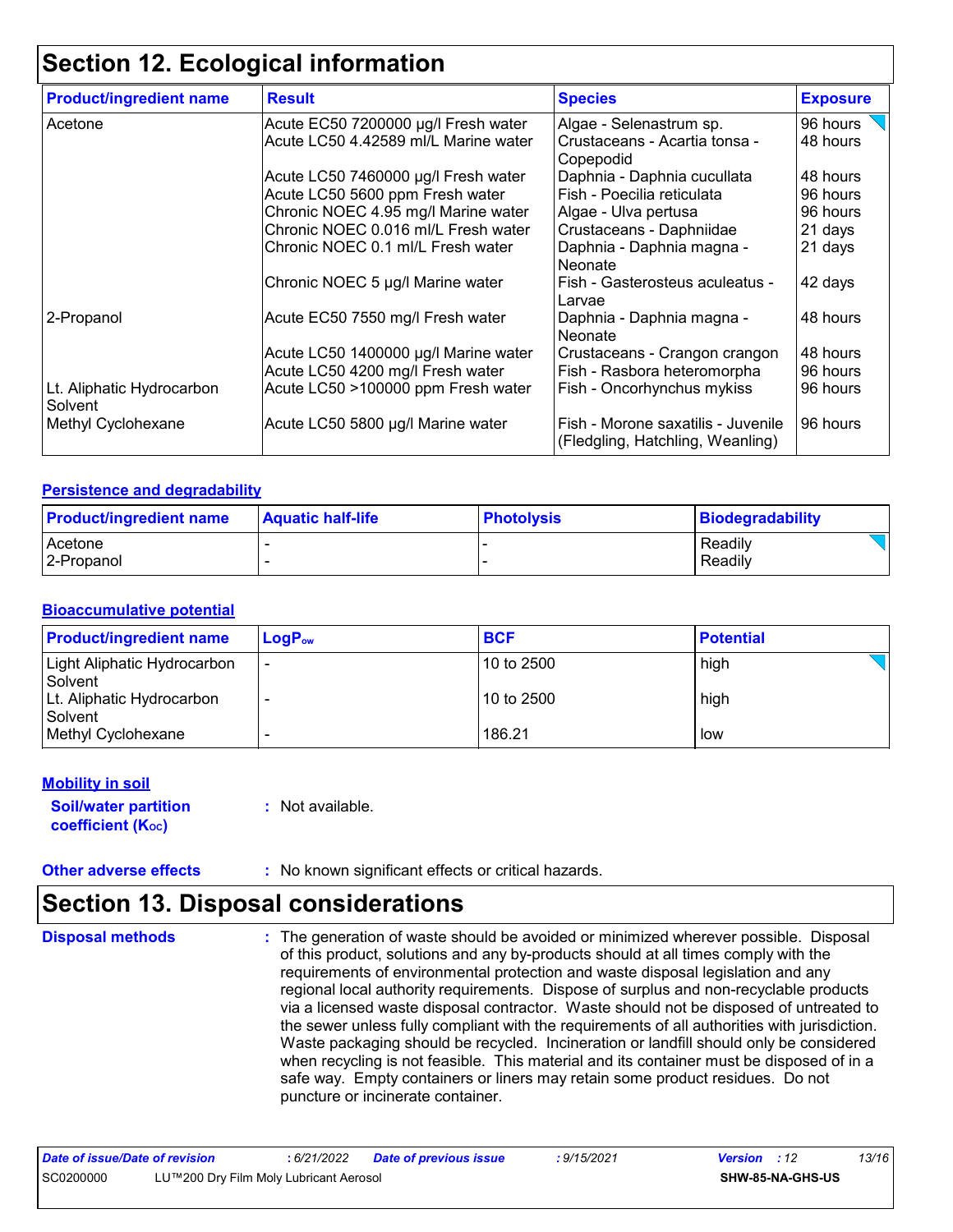# Section 12. Ecological information

| Product/ingredient name | Result | Species | Exposure |
|---|---|---|---|
| Acetone | Acute EC50 7200000 µg/l Fresh water | Algae - Selenastrum sp. | 96 hours |
| | Acute LC50 4.42589 ml/L Marine water | Crustaceans - Acartia tonsa - Copepodid | 48 hours |
| | Acute LC50 7460000 µg/l Fresh water | Daphnia - Daphnia cucullata | 48 hours |
| | Acute LC50 5600 ppm Fresh water | Fish - Poecilia reticulata | 96 hours |
| | Chronic NOEC 4.95 mg/l Marine water | Algae - Ulva pertusa | 96 hours |
| | Chronic NOEC 0.016 ml/L Fresh water | Crustaceans - Daphniidae | 21 days |
| | Chronic NOEC 0.1 ml/L Fresh water | Daphnia - Daphnia magna - Neonate | 21 days |
| | Chronic NOEC 5 µg/l Marine water | Fish - Gasterosteus aculeatus - Larvae | 42 days |
| 2-Propanol | Acute EC50 7550 mg/l Fresh water | Daphnia - Daphnia magna - Neonate | 48 hours |
| | Acute LC50 1400000 µg/l Marine water | Crustaceans - Crangon crangon | 48 hours |
| | Acute LC50 4200 mg/l Fresh water | Fish - Rasbora heteromorpha | 96 hours |
| Lt. Aliphatic Hydrocarbon Solvent | Acute LC50 >100000 ppm Fresh water | Fish - Oncorhynchus mykiss | 96 hours |
| Methyl Cyclohexane | Acute LC50 5800 µg/l Marine water | Fish - Morone saxatilis - Juvenile (Fledgling, Hatchling, Weanling) | 96 hours |

**Persistence and degradability**

| Product/ingredient name | Aquatic half-life | Photolysis | Biodegradability |
|---|---|---|---|
| Acetone | - | - | Readily |
| 2-Propanol | - | - | Readily |

**Bioaccumulative potential**

| Product/ingredient name | $LogP_{ow}$ | BCF | Potential |
|---|---|---|---|
| Light Aliphatic Hydrocarbon Solvent | - | 10 to 2500 | high |
| Lt. Aliphatic Hydrocarbon Solvent | - | 10 to 2500 | high |
| Methyl Cyclohexane | - | 186.21 | low |

**Mobility in soil**

**Soil/water partition coefficient ($K_{OC}$)** : Not available.

**Other adverse effects** : No known significant effects or critical hazards.

# Section 13. Disposal considerations

**Disposal methods** : The generation of waste should be avoided or minimized wherever possible. Disposal of this product, solutions and any by-products should at all times comply with the requirements of environmental protection and waste disposal legislation and any regional local authority requirements. Dispose of surplus and non-recyclable products via a licensed waste disposal contractor. Waste should not be disposed of untreated to the sewer unless fully compliant with the requirements of all authorities with jurisdiction. Waste packaging should be recycled. Incineration or landfill should only be considered when recycling is not feasible. This material and its container must be disposed of in a safe way. Empty containers or liners may retain some product residues. Do not puncture or incinerate container.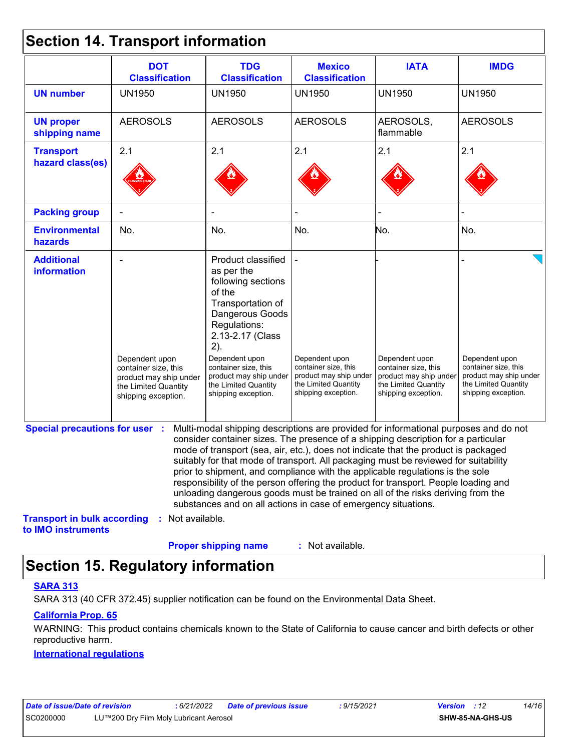## Section 14. Transport information

| | DOT Classification | TDG Classification | Mexico Classification | IATA | IMDG |
|---|---|---|---|---|---|
| **UN number** | UN1950 | UN1950 | UN1950 | UN1950 | UN1950 |
| **UN proper shipping name** | AEROSOLS | AEROSOLS | AEROSOLS | AEROSOLS, flammable | AEROSOLS |
| **Transport hazard class(es)** | 2.1 | 2.1 | 2.1 | 2.1 | 2.1 |
| **Packing group** | - | - | - | - | - |
| **Environmental hazards** | No. | No. | No. | No. | No. |
| **Additional information** | - <br><br> Dependent upon container size, this product may ship under the Limited Quantity shipping exception. | Product classified as per the following sections of the Transportation of Dangerous Goods Regulations: 2.13-2.17 (Class 2). <br><br> Dependent upon container size, this product may ship under the Limited Quantity shipping exception. | - <br><br> Dependent upon container size, this product may ship under the Limited Quantity shipping exception. | - <br><br> Dependent upon container size, this product may ship under the Limited Quantity shipping exception. | - <br><br> Dependent upon container size, this product may ship under the Limited Quantity shipping exception. |

**Special precautions for user** : Multi-modal shipping descriptions are provided for informational purposes and do not consider container sizes. The presence of a shipping description for a particular mode of transport (sea, air, etc.), does not indicate that the product is packaged suitably for that mode of transport. All packaging must be reviewed for suitability prior to shipment, and compliance with the applicable regulations is the sole responsibility of the person offering the product for transport. People loading and unloading dangerous goods must be trained on all of the risks deriving from the substances and on all actions in case of emergency situations.

**Transport in bulk according to IMO instruments** : Not available.

**Proper shipping name** : Not available.

## Section 15. Regulatory information

**SARA 313**

SARA 313 (40 CFR 372.45) supplier notification can be found on the Environmental Data Sheet.

**California Prop. 65**

WARNING: This product contains chemicals known to the State of California to cause cancer and birth defects or other reproductive harm.

**International regulations**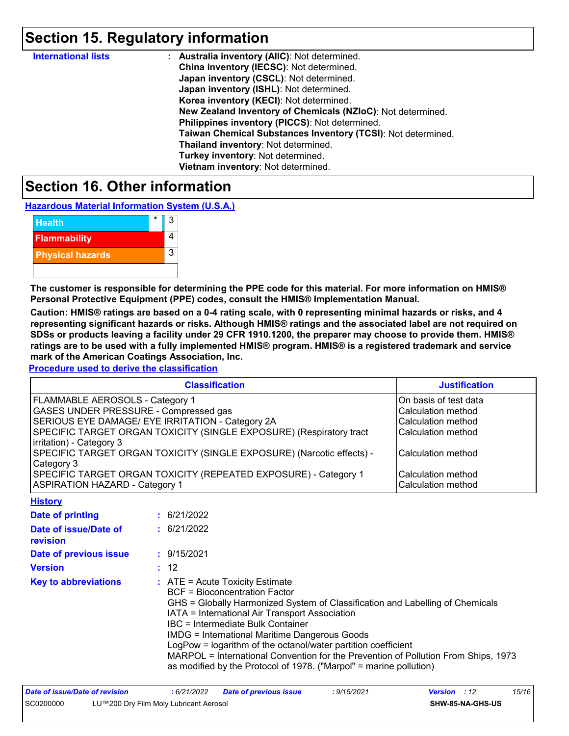# Section 15. Regulatory information

**International lists** : **Australia inventory (AIIC)**: Not determined.
**China inventory (IECSC)**: Not determined.
**Japan inventory (CSCL)**: Not determined.
**Japan inventory (ISHL)**: Not determined.
**Korea inventory (KECI)**: Not determined.
**New Zealand Inventory of Chemicals (NZIoC)**: Not determined.
**Philippines inventory (PICCS)**: Not determined.
**Taiwan Chemical Substances Inventory (TCSI)**: Not determined.
**Thailand inventory**: Not determined.
**Turkey inventory**: Not determined.
**Vietnam inventory**: Not determined.

# Section 16. Other information

**Hazardous Material Information System (U.S.A.)**

| | | |
|---|---|---|
| Health | * | 3 |
| Flammability | | 4 |
| Physical hazards | | 3 |
| | | |

**The customer is responsible for determining the PPE code for this material. For more information on HMIS® Personal Protective Equipment (PPE) codes, consult the HMIS® Implementation Manual.**

**Caution: HMIS® ratings are based on a 0-4 rating scale, with 0 representing minimal hazards or risks, and 4 representing significant hazards or risks. Although HMIS® ratings and the associated label are not required on SDSs or products leaving a facility under 29 CFR 1910.1200, the preparer may choose to provide them. HMIS® ratings are to be used with a fully implemented HMIS® program. HMIS® is a registered trademark and service mark of the American Coatings Association, Inc.**

**Procedure used to derive the classification**

| Classification | Justification |
|---|---|
| FLAMMABLE AEROSOLS - Category 1 | On basis of test data |
| GASES UNDER PRESSURE - Compressed gas | Calculation method |
| SERIOUS EYE DAMAGE/ EYE IRRITATION - Category 2A | Calculation method |
| SPECIFIC TARGET ORGAN TOXICITY (SINGLE EXPOSURE) (Respiratory tract irritation) - Category 3 | Calculation method |
| SPECIFIC TARGET ORGAN TOXICITY (SINGLE EXPOSURE) (Narcotic effects) - Category 3 | Calculation method |
| SPECIFIC TARGET ORGAN TOXICITY (REPEATED EXPOSURE) - Category 1 | Calculation method |
| ASPIRATION HAZARD - Category 1 | Calculation method |

**History**

**Date of printing** : 6/21/2022

**Date of issue/Date of revision** : 6/21/2022

**Date of previous issue** : 9/15/2021

**Version** : 12

**Key to abbreviations** : ATE = Acute Toxicity Estimate
BCF = Bioconcentration Factor
GHS = Globally Harmonized System of Classification and Labelling of Chemicals
IATA = International Air Transport Association
IBC = Intermediate Bulk Container
IMDG = International Maritime Dangerous Goods
LogPow = logarithm of the octanol/water partition coefficient
MARPOL = International Convention for the Prevention of Pollution From Ships, 1973 as modified by the Protocol of 1978. ("Marpol" = marine pollution)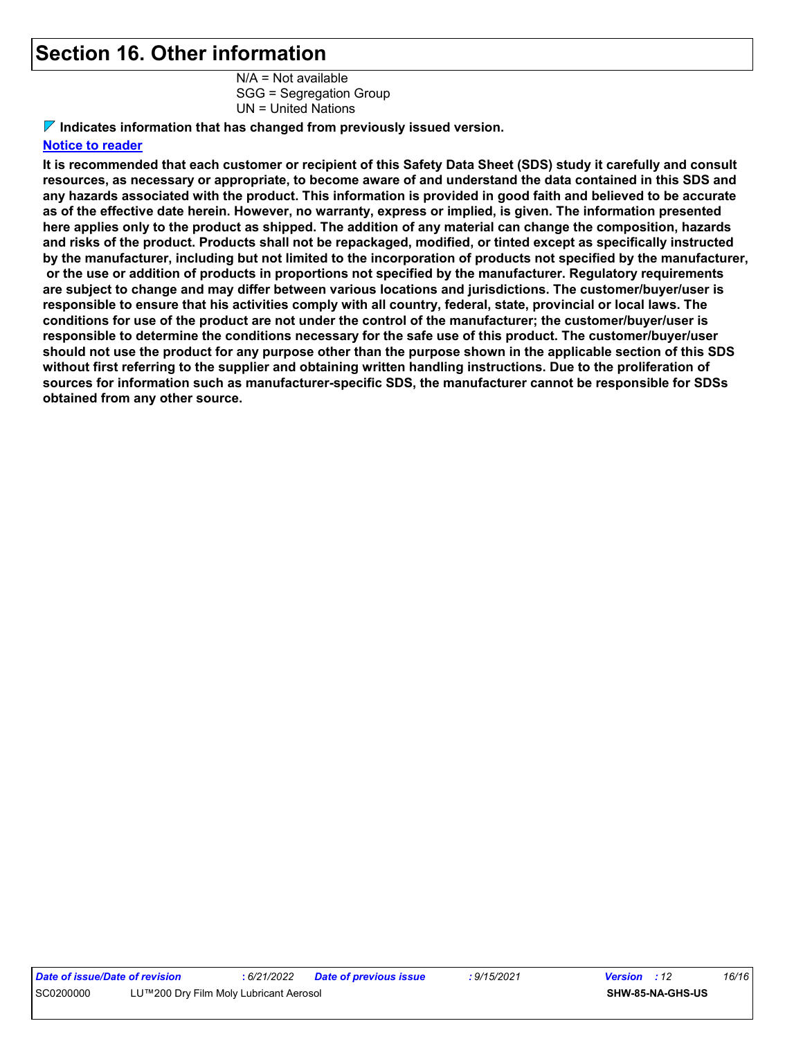# Section 16. Other information

N/A = Not available
SGG = Segregation Group
UN = United Nations

**Indicates information that has changed from previously issued version.**

**Notice to reader**

**It is recommended that each customer or recipient of this Safety Data Sheet (SDS) study it carefully and consult resources, as necessary or appropriate, to become aware of and understand the data contained in this SDS and any hazards associated with the product. This information is provided in good faith and believed to be accurate as of the effective date herein. However, no warranty, express or implied, is given. The information presented here applies only to the product as shipped. The addition of any material can change the composition, hazards and risks of the product. Products shall not be repackaged, modified, or tinted except as specifically instructed by the manufacturer, including but not limited to the incorporation of products not specified by the manufacturer, or the use or addition of products in proportions not specified by the manufacturer. Regulatory requirements are subject to change and may differ between various locations and jurisdictions. The customer/buyer/user is responsible to ensure that his activities comply with all country, federal, state, provincial or local laws. The conditions for use of the product are not under the control of the manufacturer; the customer/buyer/user is responsible to determine the conditions necessary for the safe use of this product. The customer/buyer/user should not use the product for any purpose other than the purpose shown in the applicable section of this SDS without first referring to the supplier and obtaining written handling instructions. Due to the proliferation of sources for information such as manufacturer-specific SDS, the manufacturer cannot be responsible for SDSs obtained from any other source.**